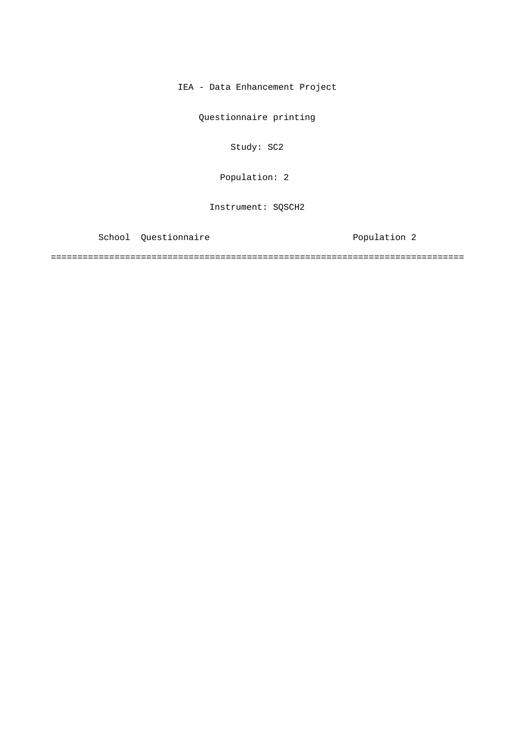IEA - Data Enhancement Project

Questionnaire printing

Study: SC2

Population: 2

Instrument: SQSCH2

School Questionnaire Population 2

==============================================================================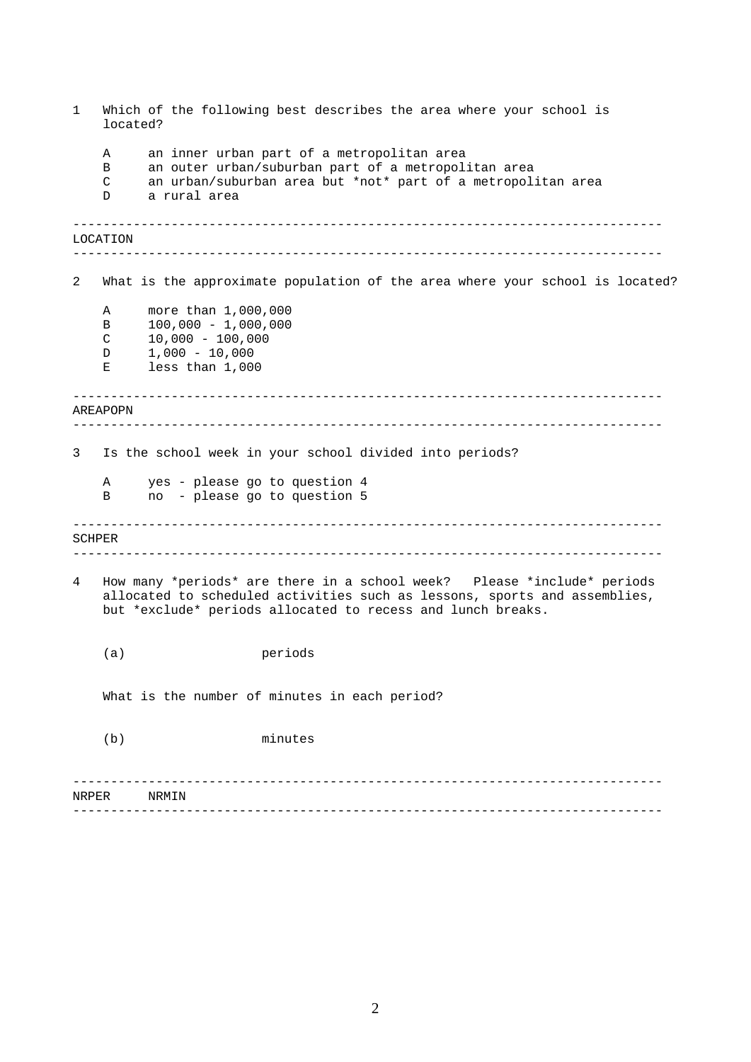1 Which of the following best describes the area where your school is located?

- A an inner urban part of a metropolitan area
- B an outer urban/suburban part of a metropolitan area
- C an urban/suburban area but *not* part of a metropolitan area
- D a rural area

---

LOCATION

---

2 What is the approximate population of the area where your school is located?

- A more than 1,000,000
- B 100,000 - 1,000,000
- C 10,000 - 100,000
- D 1,000 - 10,000
- E less than 1,000

---

AREAPOPN

---

3 Is the school week in your school divided into periods?

- A yes - please go to question 4
- B no - please go to question 5

---

SCHPER

---

4 How many *periods* are there in a school week? Please *include* periods allocated to scheduled activities such as lessons, sports and assemblies, but *exclude* periods allocated to recess and lunch breaks.

(a) periods

What is the number of minutes in each period?

(b) minutes

---

NRPER NRMIN

---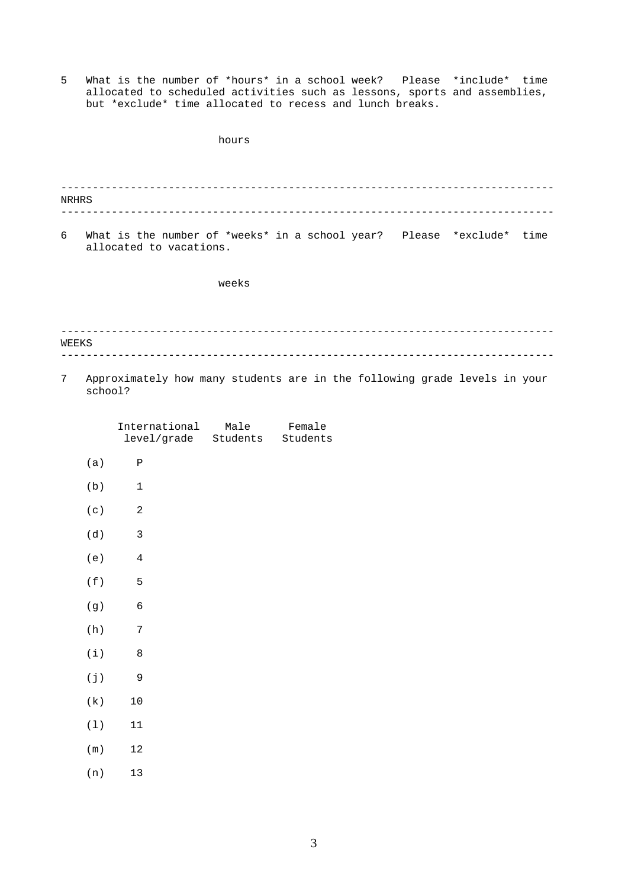5 What is the number of *hours* in a school week? Please *include* time allocated to scheduled activities such as lessons, sports and assemblies, but *exclude* time allocated to recess and lunch breaks.

hours

---

NRHRS

---

6 What is the number of *weeks* in a school year? Please *exclude* time allocated to vacations.

weeks

---

WEEKS

---

7 Approximately how many students are in the following grade levels in your school?

| | International level/grade | Male Students | Female Students |
|---|---|---|---|
| (a) | P | | |
| (b) | 1 | | |
| (c) | 2 | | |
| (d) | 3 | | |
| (e) | 4 | | |
| (f) | 5 | | |
| (g) | 6 | | |
| (h) | 7 | | |
| (i) | 8 | | |
| (j) | 9 | | |
| (k) | 10 | | |
| (l) | 11 | | |
| (m) | 12 | | |
| (n) | 13 | | |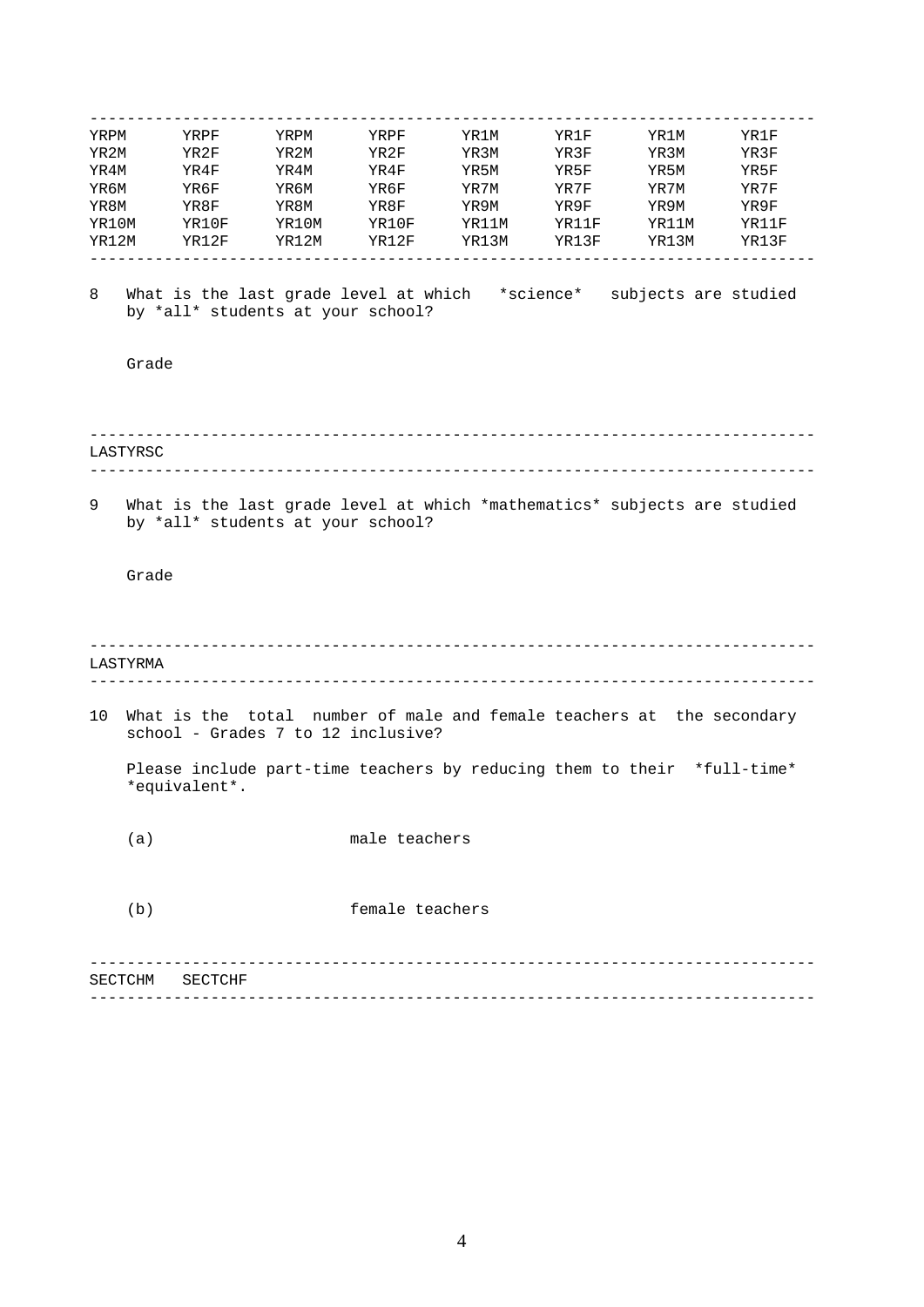| | | | | | | | |
|---|---|---|---|---|---|---|---|
| YRPM | YRPF | YRPM | YRPF | YR1M | YR1F | YR1M | YR1F |
| YR2M | YR2F | YR2M | YR2F | YR3M | YR3F | YR3M | YR3F |
| YR4M | YR4F | YR4M | YR4F | YR5M | YR5F | YR5M | YR5F |
| YR6M | YR6F | YR6M | YR6F | YR7M | YR7F | YR7M | YR7F |
| YR8M | YR8F | YR8M | YR8F | YR9M | YR9F | YR9M | YR9F |
| YR10M | YR10F | YR10M | YR10F | YR11M | YR11F | YR11M | YR11F |
| YR12M | YR12F | YR12M | YR12F | YR13M | YR13F | YR13M | YR13F |

8 What is the last grade level at which *science* subjects are studied by *all* students at your school?

Grade

---

LASTYRSC

---

9 What is the last grade level at which *mathematics* subjects are studied by *all* students at your school?

Grade

---

LASTYRMA

---

10 What is the total number of male and female teachers at the secondary school - Grades 7 to 12 inclusive?

Please include part-time teachers by reducing them to their *full-time* *equivalent*.

(a) male teachers

(b) female teachers

---

SECTCHM SECTCHF

---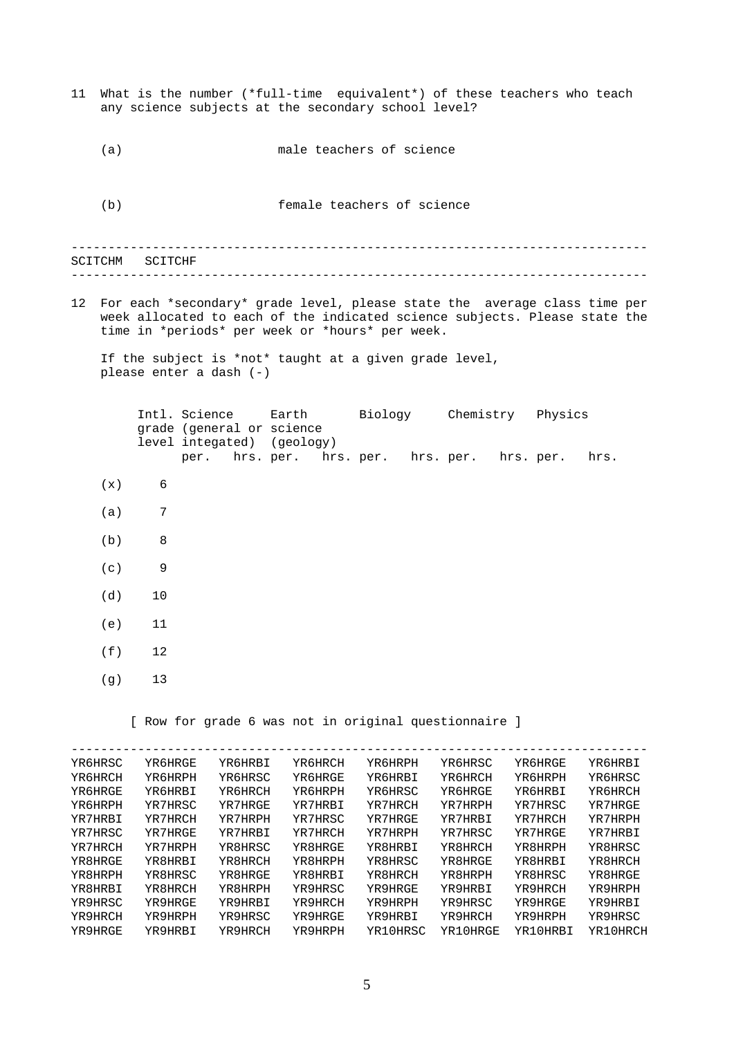11 What is the number (*full-time equivalent*) of these teachers who teach any science subjects at the secondary school level?

(a) male teachers of science

(b) female teachers of science

---

SCITCHM SCITCHF

---

12 For each *secondary* grade level, please state the average class time per week allocated to each of the indicated science subjects. Please state the time in *periods* per week or *hours* per week.

If the subject is *not* taught at a given grade level, please enter a dash (-)

| | Intl. grade level | Science (general or integated) | | Earth science (geology) | | Biology | | Chemistry | | Physics | |
|---|---|---|---|---|---|---|---|---|---|---|---|
| | | per. | hrs. | per. | hrs. | per. | hrs. | per. | hrs. | per. | hrs. |
| (x) | 6 | | | | | | | | | | |
| (a) | 7 | | | | | | | | | | |
| (b) | 8 | | | | | | | | | | |
| (c) | 9 | | | | | | | | | | |
| (d) | 10 | | | | | | | | | | |
| (e) | 11 | | | | | | | | | | |
| (f) | 12 | | | | | | | | | | |
| (g) | 13 | | | | | | | | | | |

[ Row for grade 6 was not in original questionnaire ]

---

```
YR6HRSC   YR6HRGE   YR6HRBI   YR6HRCH   YR6HRPH   YR6HRSC   YR6HRGE   YR6HRBI
YR6HRCH   YR6HRPH   YR6HRSC   YR6HRGE   YR6HRBI   YR6HRCH   YR6HRPH   YR6HRSC
YR6HRGE   YR6HRBI   YR6HRCH   YR6HRPH   YR6HRSC   YR6HRGE   YR6HRBI   YR6HRCH
YR6HRPH   YR7HRSC   YR7HRGE   YR7HRBI   YR7HRCH   YR7HRPH   YR7HRSC   YR7HRGE
YR7HRBI   YR7HRCH   YR7HRPH   YR7HRSC   YR7HRGE   YR7HRBI   YR7HRCH   YR7HRPH
YR7HRSC   YR7HRGE   YR7HRBI   YR7HRCH   YR7HRPH   YR7HRSC   YR7HRGE   YR7HRBI
YR7HRCH   YR7HRPH   YR8HRSC   YR8HRGE   YR8HRBI   YR8HRCH   YR8HRPH   YR8HRSC
YR8HRGE   YR8HRBI   YR8HRCH   YR8HRPH   YR8HRSC   YR8HRGE   YR8HRBI   YR8HRCH
YR8HRPH   YR8HRSC   YR8HRGE   YR8HRBI   YR8HRCH   YR8HRPH   YR8HRSC   YR8HRGE
YR8HRBI   YR8HRCH   YR8HRPH   YR9HRSC   YR9HRGE   YR9HRBI   YR9HRCH   YR9HRPH
YR9HRSC   YR9HRGE   YR9HRBI   YR9HRCH   YR9HRPH   YR9HRSC   YR9HRGE   YR9HRBI
YR9HRCH   YR9HRPH   YR9HRSC   YR9HRGE   YR9HRBI   YR9HRCH   YR9HRPH   YR9HRSC
YR9HRGE   YR9HRBI   YR9HRCH   YR9HRPH   YR10HRSC  YR10HRGE  YR10HRBI  YR10HRCH
```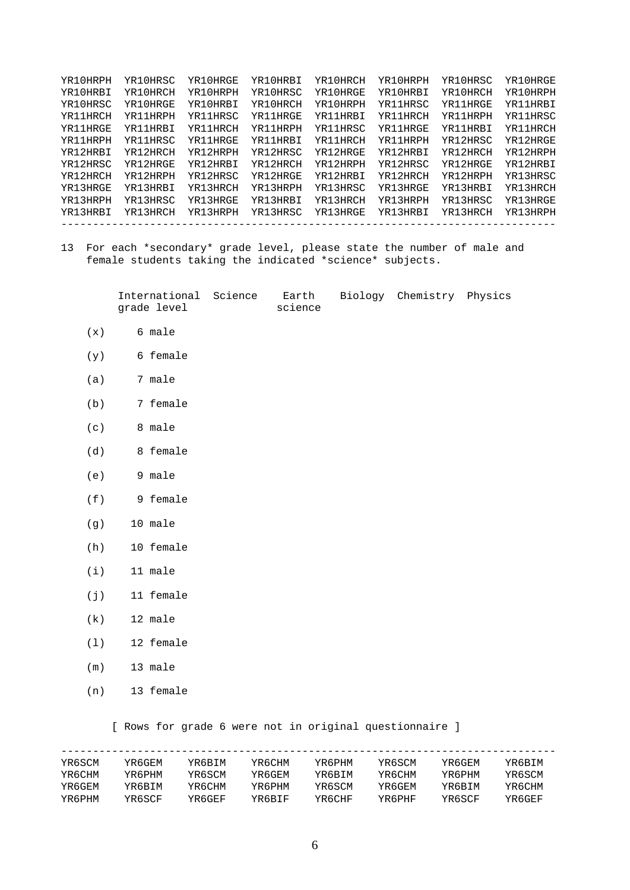```
YR10HRPH  YR10HRSC  YR10HRGE  YR10HRBI  YR10HRCH  YR10HRPH  YR10HRSC  YR10HRGE
YR10HRBI  YR10HRCH  YR10HRPH  YR10HRSC  YR10HRGE  YR10HRBI  YR10HRCH  YR10HRPH
YR10HRSC  YR10HRGE  YR10HRBI  YR10HRCH  YR10HRPH  YR11HRSC  YR11HRGE  YR11HRBI
YR11HRCH  YR11HRPH  YR11HRSC  YR11HRGE  YR11HRBI  YR11HRCH  YR11HRPH  YR11HRSC
YR11HRGE  YR11HRBI  YR11HRCH  YR11HRPH  YR11HRSC  YR11HRGE  YR11HRBI  YR11HRCH
YR11HRPH  YR11HRSC  YR11HRGE  YR11HRBI  YR11HRCH  YR11HRPH  YR12HRSC  YR12HRGE
YR12HRBI  YR12HRCH  YR12HRPH  YR12HRSC  YR12HRGE  YR12HRBI  YR12HRCH  YR12HRPH
YR12HRSC  YR12HRGE  YR12HRBI  YR12HRCH  YR12HRPH  YR12HRSC  YR12HRGE  YR12HRBI
YR12HRCH  YR12HRPH  YR12HRSC  YR12HRGE  YR12HRBI  YR12HRCH  YR12HRPH  YR13HRSC
YR13HRGE  YR13HRBI  YR13HRCH  YR13HRPH  YR13HRSC  YR13HRGE  YR13HRBI  YR13HRCH
YR13HRPH  YR13HRSC  YR13HRGE  YR13HRBI  YR13HRCH  YR13HRPH  YR13HRSC  YR13HRGE
YR13HRBI  YR13HRCH  YR13HRPH  YR13HRSC  YR13HRGE  YR13HRBI  YR13HRCH  YR13HRPH
```

---

13 For each *secondary* grade level, please state the number of male and female students taking the indicated *science* subjects.

| | International grade level | Science | Earth science | Biology | Chemistry | Physics |
|---|---|---|---|---|---|---|
| (x) | 6 male | | | | | |
| (y) | 6 female | | | | | |
| (a) | 7 male | | | | | |
| (b) | 7 female | | | | | |
| (c) | 8 male | | | | | |
| (d) | 8 female | | | | | |
| (e) | 9 male | | | | | |
| (f) | 9 female | | | | | |
| (g) | 10 male | | | | | |
| (h) | 10 female | | | | | |
| (i) | 11 male | | | | | |
| (j) | 11 female | | | | | |
| (k) | 12 male | | | | | |
| (l) | 12 female | | | | | |
| (m) | 13 male | | | | | |
| (n) | 13 female | | | | | |

[ Rows for grade 6 were not in original questionnaire ]

---

```
YR6SCM    YR6GEM    YR6BIM    YR6CHM    YR6PHM    YR6SCM    YR6GEM    YR6BIM
YR6CHM    YR6PHM    YR6SCM    YR6GEM    YR6BIM    YR6CHM    YR6PHM    YR6SCM
YR6GEM    YR6BIM    YR6CHM    YR6PHM    YR6SCM    YR6GEM    YR6BIM    YR6CHM
YR6PHM    YR6SCF    YR6GEF    YR6BIF    YR6CHF    YR6PHF    YR6SCF    YR6GEF
```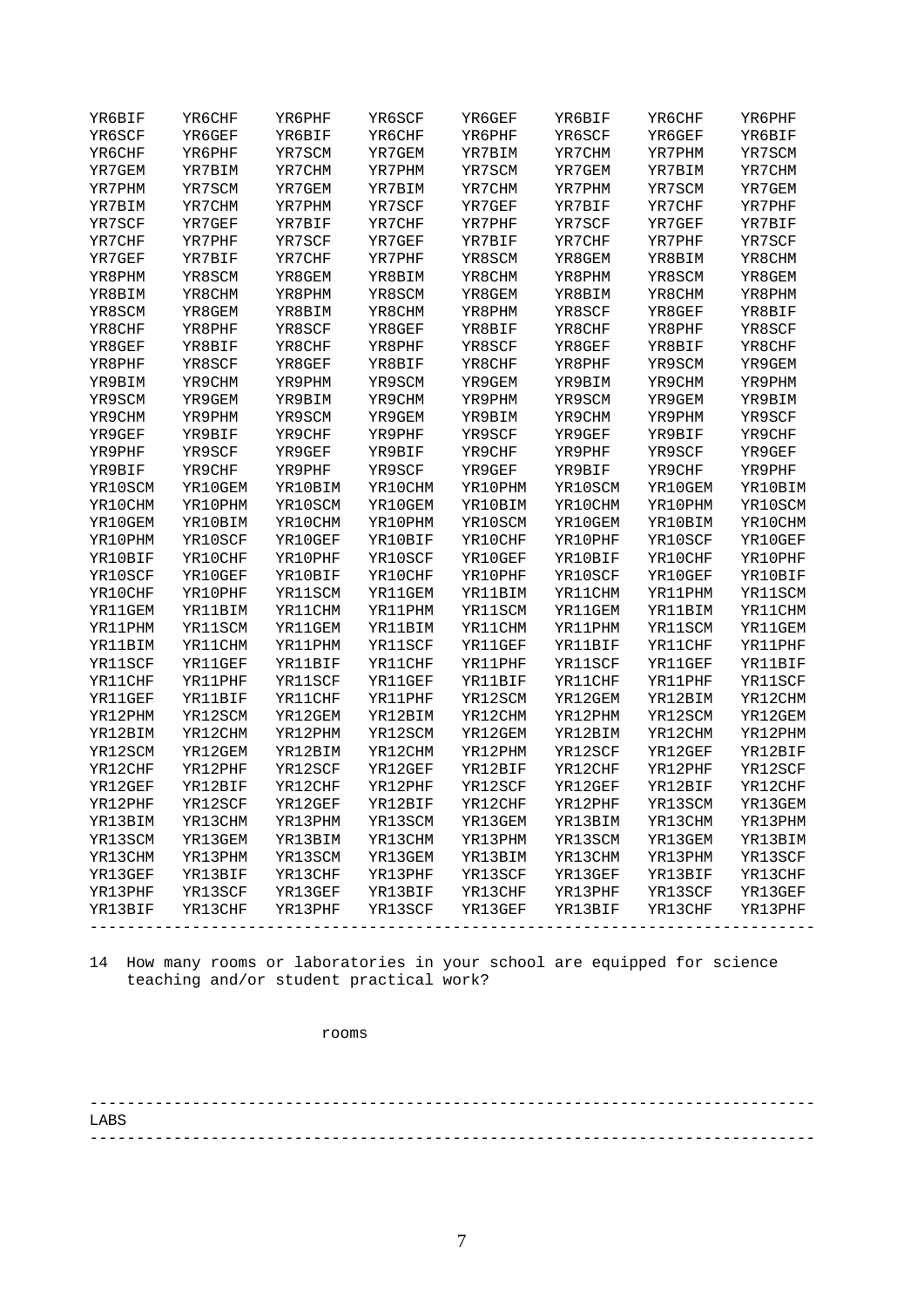```
YR6BIF    YR6CHF    YR6PHF    YR6SCF    YR6GEF    YR6BIF    YR6CHF    YR6PHF
YR6SCF    YR6GEF    YR6BIF    YR6CHF    YR6PHF    YR6SCF    YR6GEF    YR6BIF
YR6CHF    YR6PHF    YR7SCM    YR7GEM    YR7BIM    YR7CHM    YR7PHM    YR7SCM
YR7GEM    YR7BIM    YR7CHM    YR7PHM    YR7SCM    YR7GEM    YR7BIM    YR7CHM
YR7PHM    YR7SCM    YR7GEM    YR7BIM    YR7CHM    YR7PHM    YR7SCM    YR7GEM
YR7BIM    YR7CHM    YR7PHM    YR7SCF    YR7GEF    YR7BIF    YR7CHF    YR7PHF
YR7SCF    YR7GEF    YR7BIF    YR7CHF    YR7PHF    YR7SCF    YR7GEF    YR7BIF
YR7CHF    YR7PHF    YR7SCF    YR7GEF    YR7BIF    YR7CHF    YR7PHF    YR7SCF
YR7GEF    YR7BIF    YR7CHF    YR7PHF    YR8SCM    YR8GEM    YR8BIM    YR8CHM
YR8PHM    YR8SCM    YR8GEM    YR8BIM    YR8CHM    YR8PHM    YR8SCM    YR8GEM
YR8BIM    YR8CHM    YR8PHM    YR8SCM    YR8GEM    YR8BIM    YR8CHM    YR8PHM
YR8SCM    YR8GEM    YR8BIM    YR8CHM    YR8PHM    YR8SCF    YR8GEF    YR8BIF
YR8CHF    YR8PHF    YR8SCF    YR8GEF    YR8BIF    YR8CHF    YR8PHF    YR8SCF
YR8GEF    YR8BIF    YR8CHF    YR8PHF    YR8SCF    YR8GEF    YR8BIF    YR8CHF
YR8PHF    YR8SCF    YR8GEF    YR8BIF    YR8CHF    YR8PHF    YR9SCM    YR9GEM
YR9BIM    YR9CHM    YR9PHM    YR9SCM    YR9GEM    YR9BIM    YR9CHM    YR9PHM
YR9SCM    YR9GEM    YR9BIM    YR9CHM    YR9PHM    YR9SCM    YR9GEM    YR9BIM
YR9CHM    YR9PHM    YR9SCM    YR9GEM    YR9BIM    YR9CHM    YR9PHM    YR9SCF
YR9GEF    YR9BIF    YR9CHF    YR9PHF    YR9SCF    YR9GEF    YR9BIF    YR9CHF
YR9PHF    YR9SCF    YR9GEF    YR9BIF    YR9CHF    YR9PHF    YR9SCF    YR9GEF
YR9BIF    YR9CHF    YR9PHF    YR9SCF    YR9GEF    YR9BIF    YR9CHF    YR9PHF
YR10SCM   YR10GEM   YR10BIM   YR10CHM   YR10PHM   YR10SCM   YR10GEM   YR10BIM
YR10CHM   YR10PHM   YR10SCM   YR10GEM   YR10BIM   YR10CHM   YR10PHM   YR10SCM
YR10GEM   YR10BIM   YR10CHM   YR10PHM   YR10SCM   YR10GEM   YR10BIM   YR10CHM
YR10PHM   YR10SCF   YR10GEF   YR10BIF   YR10CHF   YR10PHF   YR10SCF   YR10GEF
YR10BIF   YR10CHF   YR10PHF   YR10SCF   YR10GEF   YR10BIF   YR10CHF   YR10PHF
YR10SCF   YR10GEF   YR10BIF   YR10CHF   YR10PHF   YR10SCF   YR10GEF   YR10BIF
YR10CHF   YR10PHF   YR11SCM   YR11GEM   YR11BIM   YR11CHM   YR11PHM   YR11SCM
YR11GEM   YR11BIM   YR11CHM   YR11PHM   YR11SCM   YR11GEM   YR11BIM   YR11CHM
YR11PHM   YR11SCM   YR11GEM   YR11BIM   YR11CHM   YR11PHM   YR11SCM   YR11GEM
YR11BIM   YR11CHM   YR11PHM   YR11SCF   YR11GEF   YR11BIF   YR11CHF   YR11PHF
YR11SCF   YR11GEF   YR11BIF   YR11CHF   YR11PHF   YR11SCF   YR11GEF   YR11BIF
YR11CHF   YR11PHF   YR11SCF   YR11GEF   YR11BIF   YR11CHF   YR11PHF   YR11SCF
YR11GEF   YR11BIF   YR11CHF   YR11PHF   YR12SCM   YR12GEM   YR12BIM   YR12CHM
YR12PHM   YR12SCM   YR12GEM   YR12BIM   YR12CHM   YR12PHM   YR12SCM   YR12GEM
YR12BIM   YR12CHM   YR12PHM   YR12SCM   YR12GEM   YR12BIM   YR12CHM   YR12PHM
YR12SCM   YR12GEM   YR12BIM   YR12CHM   YR12PHM   YR12SCF   YR12GEF   YR12BIF
YR12CHF   YR12PHF   YR12SCF   YR12GEF   YR12BIF   YR12CHF   YR12PHF   YR12SCF
YR12GEF   YR12BIF   YR12CHF   YR12PHF   YR12SCF   YR12GEF   YR12BIF   YR12CHF
YR12PHF   YR12SCF   YR12GEF   YR12BIF   YR12CHF   YR12PHF   YR13SCM   YR13GEM
YR13BIM   YR13CHM   YR13PHM   YR13SCM   YR13GEM   YR13BIM   YR13CHM   YR13PHM
YR13SCM   YR13GEM   YR13BIM   YR13CHM   YR13PHM   YR13SCM   YR13GEM   YR13BIM
YR13CHM   YR13PHM   YR13SCM   YR13GEM   YR13BIM   YR13CHM   YR13PHM   YR13SCF
YR13GEF   YR13BIF   YR13CHF   YR13PHF   YR13SCF   YR13GEF   YR13BIF   YR13CHF
YR13PHF   YR13SCF   YR13GEF   YR13BIF   YR13CHF   YR13PHF   YR13SCF   YR13GEF
YR13BIF   YR13CHF   YR13PHF   YR13SCF   YR13GEF   YR13BIF   YR13CHF   YR13PHF
```

---

14 How many rooms or laboratories in your school are equipped for science teaching and/or student practical work?

rooms

---

LABS

---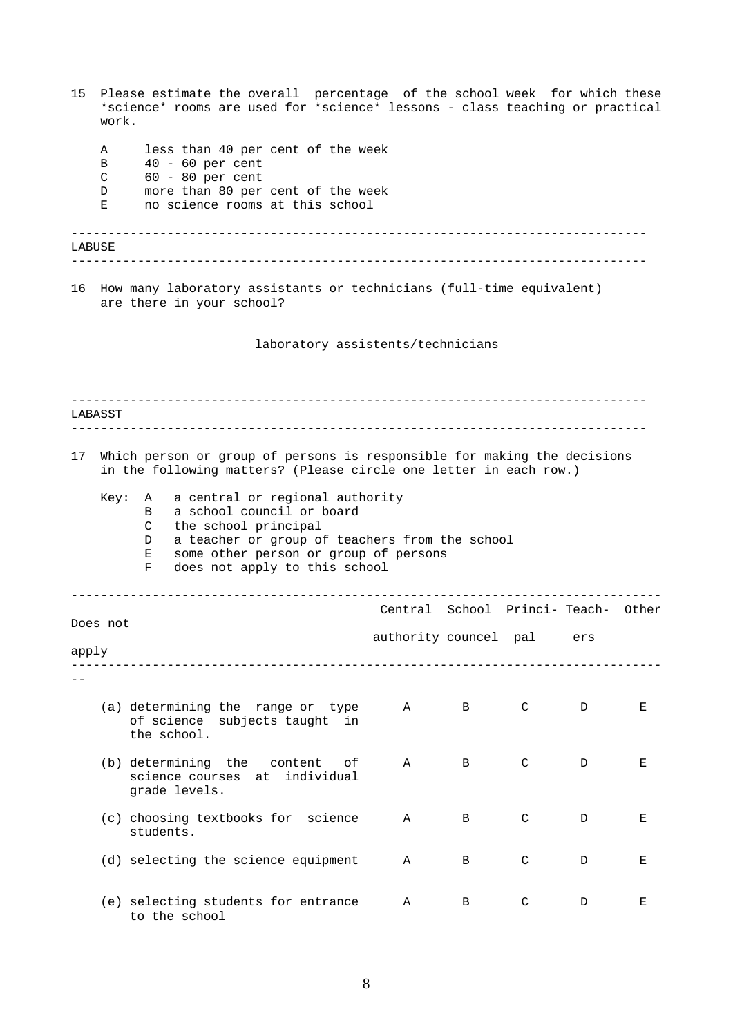15 Please estimate the overall percentage of the school week for which these *science* rooms are used for *science* lessons - class teaching or practical work.

- A less than 40 per cent of the week
- B 40 - 60 per cent
- C 60 - 80 per cent
- D more than 80 per cent of the week
- E no science rooms at this school

---

LABUSE

---

16 How many laboratory assistants or technicians (full-time equivalent) are there in your school?

laboratory assistents/technicians

---

LABASST

---

17 Which person or group of persons is responsible for making the decisions in the following matters? (Please circle one letter in each row.)

Key:
- A a central or regional authority
- B a school council or board
- C the school principal
- D a teacher or group of teachers from the school
- E some other person or group of persons
- F does not apply to this school

| | Central authority | School councel | Princi- pal | Teach- ers | Other | Does not apply |
|---|---|---|---|---|---|---|
| (a) determining the range or type of science subjects taught in the school. | A | B | C | D | E | |
| (b) determining the content of science courses at individual grade levels. | A | B | C | D | E | |
| (c) choosing textbooks for science students. | A | B | C | D | E | |
| (d) selecting the science equipment | A | B | C | D | E | |
| (e) selecting students for entrance to the school | A | B | C | D | E | |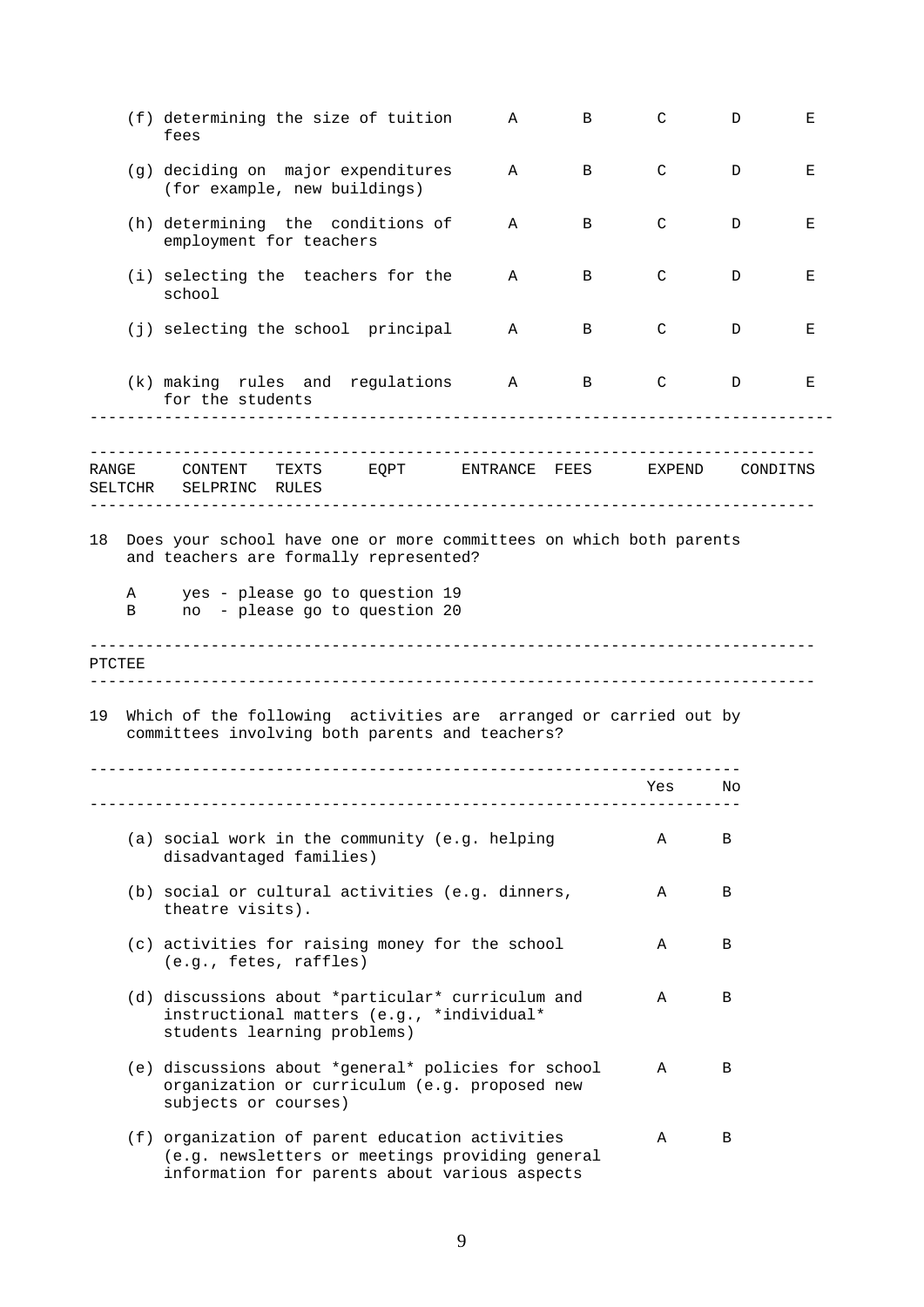| | | | | | |
|---|---|---|---|---|---|
| (f) determining the size of tuition fees | A | B | C | D | E |
| (g) deciding on major expenditures (for example, new buildings) | A | B | C | D | E |
| (h) determining the conditions of employment for teachers | A | B | C | D | E |
| (i) selecting the teachers for the school | A | B | C | D | E |
| (j) selecting the school principal | A | B | C | D | E |
| (k) making rules and regulations for the students | A | B | C | D | E |

---

RANGE CONTENT TEXTS EQPT ENTRANCE FEES EXPEND CONDITNS SELTCHR SELPRINC RULES

---

18 Does your school have one or more committees on which both parents and teachers are formally represented?

A yes - please go to question 19
B no - please go to question 20

---

PTCTEE

---

19 Which of the following activities are arranged or carried out by committees involving both parents and teachers?

| | Yes | No |
|---|---|---|
| (a) social work in the community (e.g. helping disadvantaged families) | A | B |
| (b) social or cultural activities (e.g. dinners, theatre visits). | A | B |
| (c) activities for raising money for the school (e.g., fetes, raffles) | A | B |
| (d) discussions about *particular* curriculum and instructional matters (e.g., *individual* students learning problems) | A | B |
| (e) discussions about *general* policies for school organization or curriculum (e.g. proposed new subjects or courses) | A | B |
| (f) organization of parent education activities (e.g. newsletters or meetings providing general information for parents about various aspects | A | B |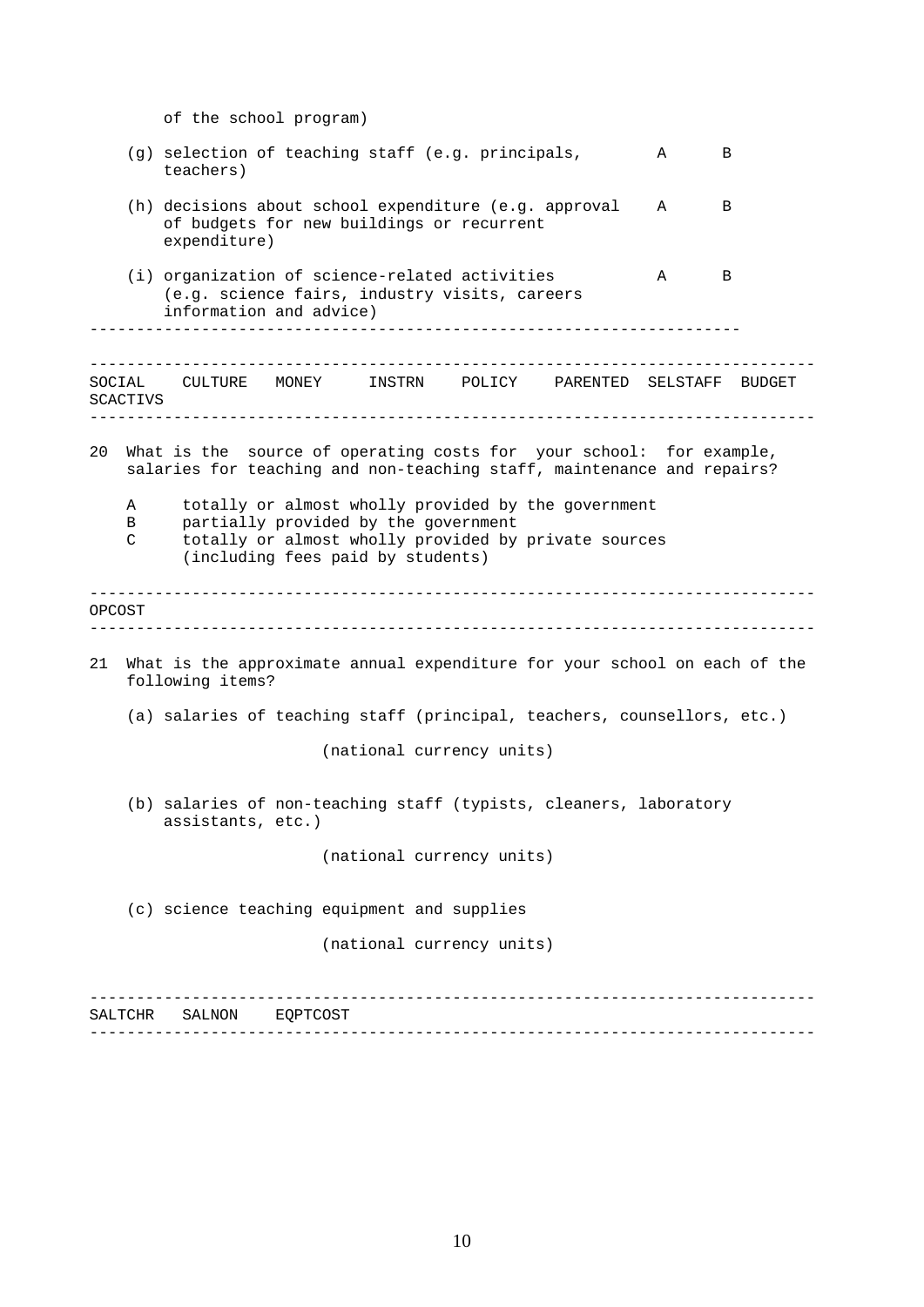of the school program)

(g) selection of teaching staff (e.g. principals, teachers) A B

(h) decisions about school expenditure (e.g. approval of budgets for new buildings or recurrent expenditure) A B

(i) organization of science-related activities (e.g. science fairs, industry visits, careers information and advice) A B

---

SOCIAL CULTURE MONEY INSTRN POLICY PARENTED SELSTAFF BUDGET SCACTIVS

---

20 What is the source of operating costs for your school: for example, salaries for teaching and non-teaching staff, maintenance and repairs?

A totally or almost wholly provided by the government
B partially provided by the government
C totally or almost wholly provided by private sources (including fees paid by students)

---

OPCOST

---

21 What is the approximate annual expenditure for your school on each of the following items?

(a) salaries of teaching staff (principal, teachers, counsellors, etc.)

(national currency units)

(b) salaries of non-teaching staff (typists, cleaners, laboratory assistants, etc.)

(national currency units)

(c) science teaching equipment and supplies

(national currency units)

---

SALTCHR SALNON EQPTCOST

---